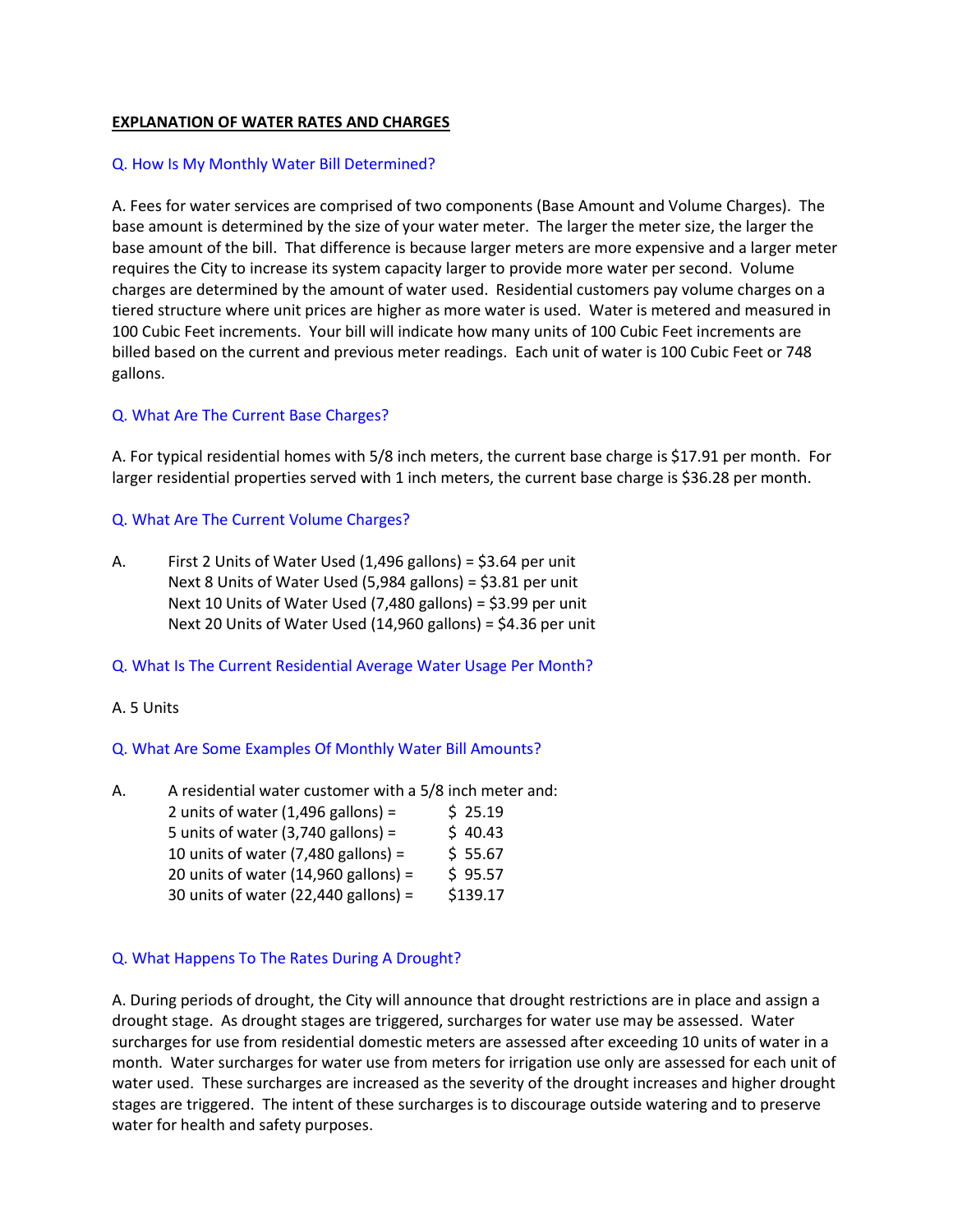**EXPLANATION OF WATER RATES AND CHARGES**

Q. How Is My Monthly Water Bill Determined?

A. Fees for water services are comprised of two components (Base Amount and Volume Charges). The base amount is determined by the size of your water meter. The larger the meter size, the larger the base amount of the bill. That difference is because larger meters are more expensive and a larger meter requires the City to increase its system capacity larger to provide more water per second. Volume charges are determined by the amount of water used. Residential customers pay volume charges on a tiered structure where unit prices are higher as more water is used. Water is metered and measured in 100 Cubic Feet increments. Your bill will indicate how many units of 100 Cubic Feet increments are billed based on the current and previous meter readings. Each unit of water is 100 Cubic Feet or 748 gallons.

Q. What Are The Current Base Charges?

A. For typical residential homes with 5/8 inch meters, the current base charge is $17.91 per month. For larger residential properties served with 1 inch meters, the current base charge is $36.28 per month.

Q. What Are The Current Volume Charges?

A. First 2 Units of Water Used (1,496 gallons) = $3.64 per unit
Next 8 Units of Water Used (5,984 gallons) = $3.81 per unit
Next 10 Units of Water Used (7,480 gallons) = $3.99 per unit
Next 20 Units of Water Used (14,960 gallons) = $4.36 per unit

Q. What Is The Current Residential Average Water Usage Per Month?

A. 5 Units

Q. What Are Some Examples Of Monthly Water Bill Amounts?

A. A residential water customer with a 5/8 inch meter and:

| | |
|---|---|
| 2 units of water (1,496 gallons) = | $ 25.19 |
| 5 units of water (3,740 gallons) = | $ 40.43 |
| 10 units of water (7,480 gallons) = | $ 55.67 |
| 20 units of water (14,960 gallons) = | $ 95.57 |
| 30 units of water (22,440 gallons) = | $139.17 |

Q. What Happens To The Rates During A Drought?

A. During periods of drought, the City will announce that drought restrictions are in place and assign a drought stage. As drought stages are triggered, surcharges for water use may be assessed. Water surcharges for use from residential domestic meters are assessed after exceeding 10 units of water in a month. Water surcharges for water use from meters for irrigation use only are assessed for each unit of water used. These surcharges are increased as the severity of the drought increases and higher drought stages are triggered. The intent of these surcharges is to discourage outside watering and to preserve water for health and safety purposes.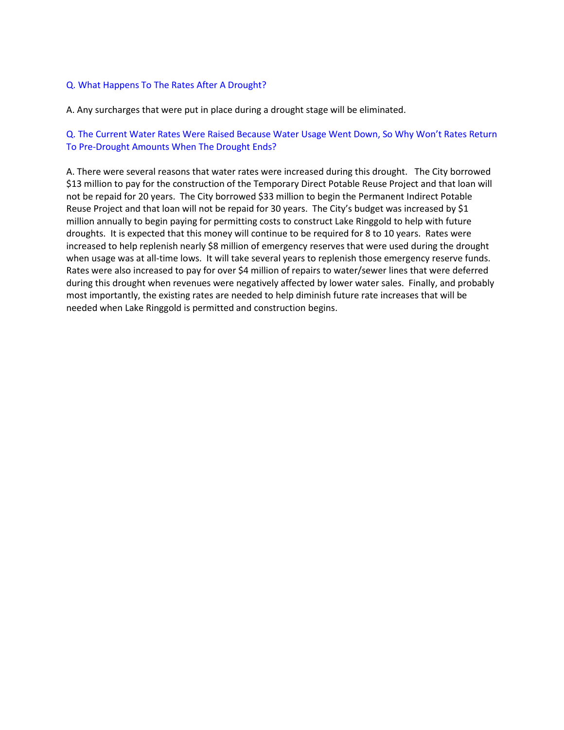Q. What Happens To The Rates After A Drought?

A. Any surcharges that were put in place during a drought stage will be eliminated.

Q. The Current Water Rates Were Raised Because Water Usage Went Down, So Why Won't Rates Return To Pre-Drought Amounts When The Drought Ends?

A. There were several reasons that water rates were increased during this drought. The City borrowed $13 million to pay for the construction of the Temporary Direct Potable Reuse Project and that loan will not be repaid for 20 years. The City borrowed $33 million to begin the Permanent Indirect Potable Reuse Project and that loan will not be repaid for 30 years. The City's budget was increased by $1 million annually to begin paying for permitting costs to construct Lake Ringgold to help with future droughts. It is expected that this money will continue to be required for 8 to 10 years. Rates were increased to help replenish nearly $8 million of emergency reserves that were used during the drought when usage was at all-time lows. It will take several years to replenish those emergency reserve funds. Rates were also increased to pay for over $4 million of repairs to water/sewer lines that were deferred during this drought when revenues were negatively affected by lower water sales. Finally, and probably most importantly, the existing rates are needed to help diminish future rate increases that will be needed when Lake Ringgold is permitted and construction begins.